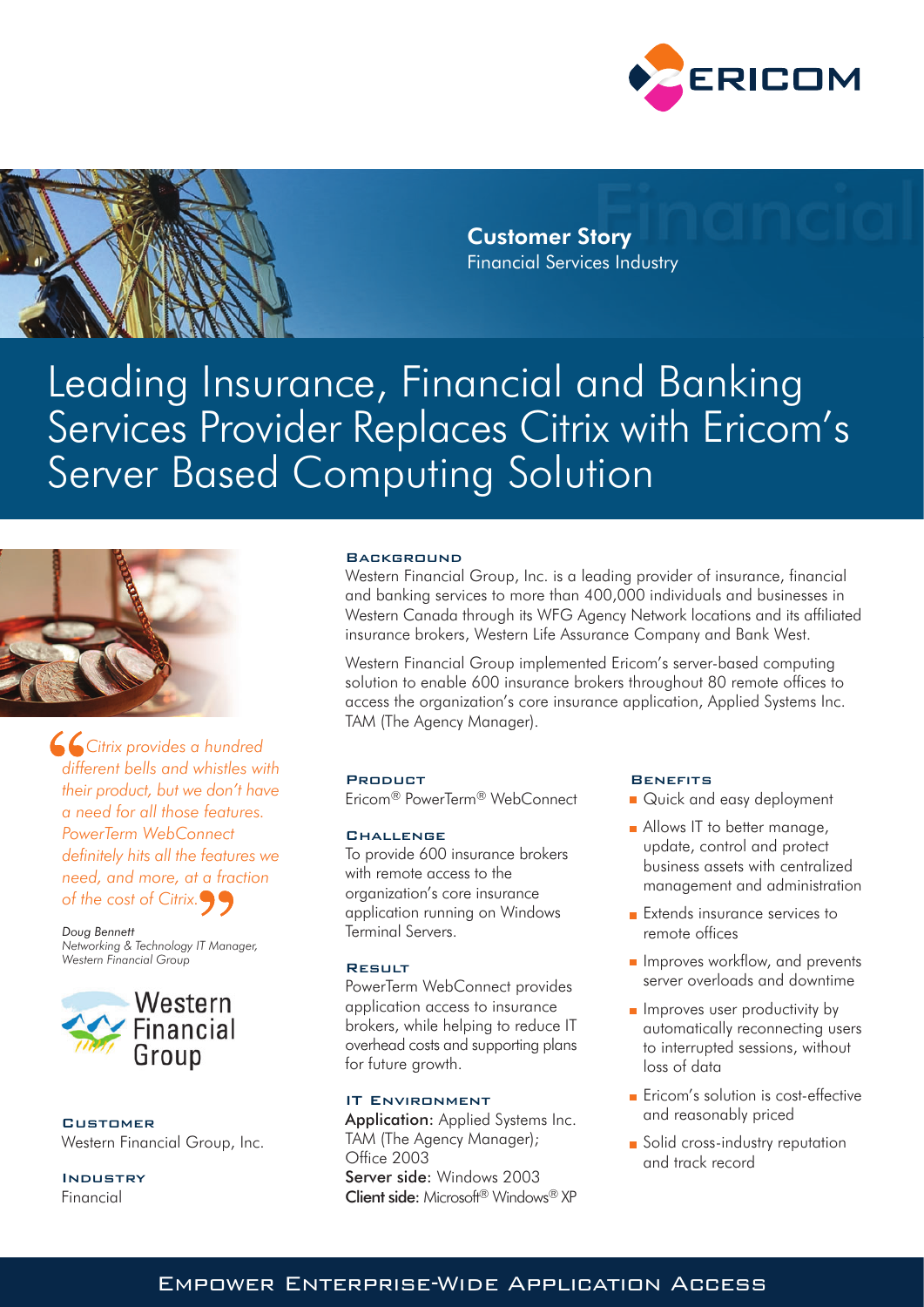ERICOM

**Customer Story**
Financial Services Industry

# Leading Insurance, Financial and Banking Services Provider Replaces Citrix with Ericom's Server Based Computing Solution

*"Citrix provides a hundred different bells and whistles with their product, but we don't have a need for all those features. PowerTerm WebConnect definitely hits all the features we need, and more, at a fraction of the cost of Citrix."*

*Doug Bennett*
*Networking & Technology IT Manager, Western Financial Group*

Western Financial Group

### Customer
Western Financial Group, Inc.

### Industry
Financial

### Background
Western Financial Group, Inc. is a leading provider of insurance, financial and banking services to more than 400,000 individuals and businesses in Western Canada through its WFG Agency Network locations and its affiliated insurance brokers, Western Life Assurance Company and Bank West.

Western Financial Group implemented Ericom's server-based computing solution to enable 600 insurance brokers throughout 80 remote offices to access the organization's core insurance application, Applied Systems Inc. TAM (The Agency Manager).

### Product
Ericom® PowerTerm® WebConnect

### Challenge
To provide 600 insurance brokers with remote access to the organization's core insurance application running on Windows Terminal Servers.

### Result
PowerTerm WebConnect provides application access to insurance brokers, while helping to reduce IT overhead costs and supporting plans for future growth.

### IT Environment
**Application:** Applied Systems Inc. TAM (The Agency Manager); Office 2003
**Server side:** Windows 2003
**Client side:** Microsoft® Windows® XP

### Benefits
- Quick and easy deployment
- Allows IT to better manage, update, control and protect business assets with centralized management and administration
- Extends insurance services to remote offices
- Improves workflow, and prevents server overloads and downtime
- Improves user productivity by automatically reconnecting users to interrupted sessions, without loss of data
- Ericom's solution is cost-effective and reasonably priced
- Solid cross-industry reputation and track record

EMPOWER ENTERPRISE-WIDE APPLICATION ACCESS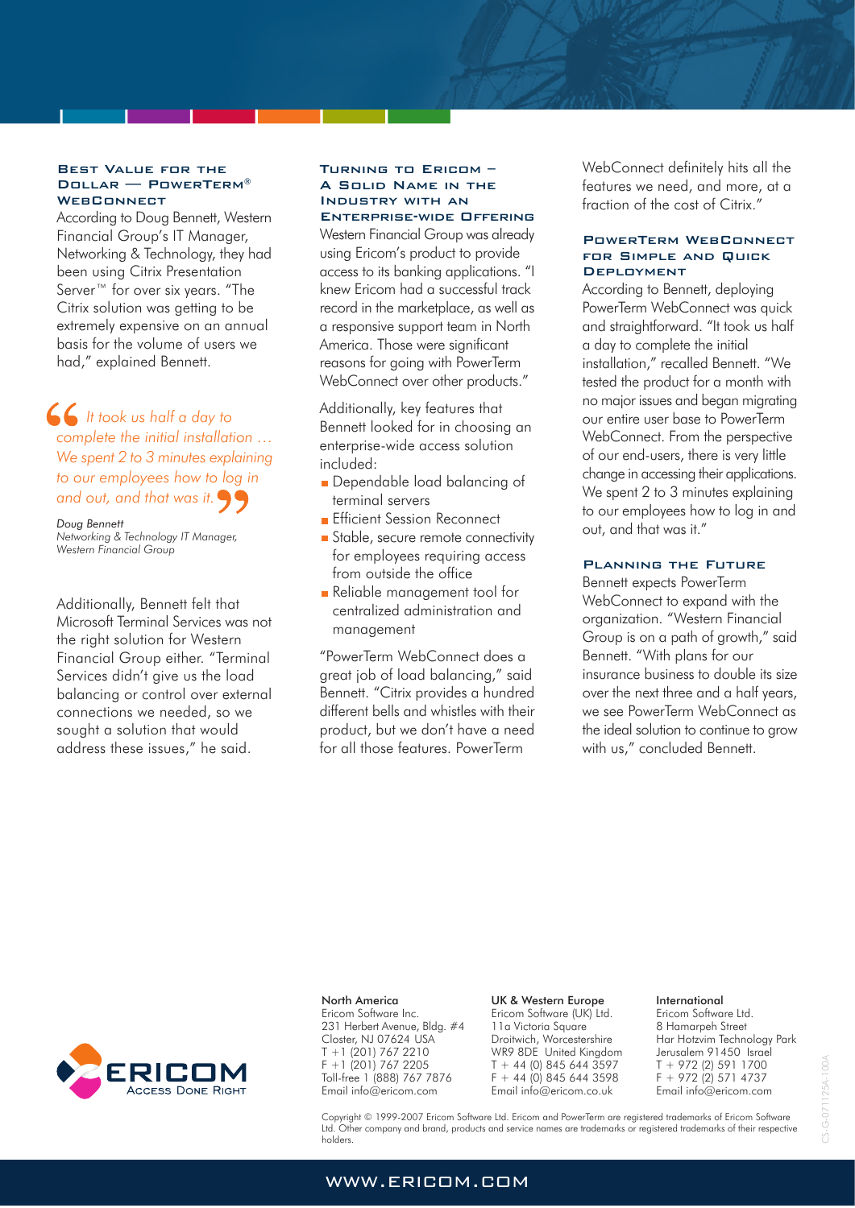### Best Value for the Dollar — PowerTerm® WebConnect

According to Doug Bennett, Western Financial Group's IT Manager, Networking & Technology, they had been using Citrix Presentation Server™ for over six years. "The Citrix solution was getting to be extremely expensive on an annual basis for the volume of users we had," explained Bennett.

> *It took us half a day to complete the initial installation … We spent 2 to 3 minutes explaining to our employees how to log in and out, and that was it.*
>
> *Doug Bennett*
> *Networking & Technology IT Manager, Western Financial Group*

Additionally, Bennett felt that Microsoft Terminal Services was not the right solution for Western Financial Group either. "Terminal Services didn't give us the load balancing or control over external connections we needed, so we sought a solution that would address these issues," he said.

### Turning to Ericom – A Solid Name in the Industry with an Enterprise-wide Offering

Western Financial Group was already using Ericom's product to provide access to its banking applications. "I knew Ericom had a successful track record in the marketplace, as well as a responsive support team in North America. Those were significant reasons for going with PowerTerm WebConnect over other products."

Additionally, key features that Bennett looked for in choosing an enterprise-wide access solution included:

- Dependable load balancing of terminal servers
- Efficient Session Reconnect
- Stable, secure remote connectivity for employees requiring access from outside the office
- Reliable management tool for centralized administration and management

"PowerTerm WebConnect does a great job of load balancing," said Bennett. "Citrix provides a hundred different bells and whistles with their product, but we don't have a need for all those features. PowerTerm WebConnect definitely hits all the features we need, and more, at a fraction of the cost of Citrix."

### PowerTerm WebConnect for Simple and Quick Deployment

According to Bennett, deploying PowerTerm WebConnect was quick and straightforward. "It took us half a day to complete the initial installation," recalled Bennett. "We tested the product for a month with no major issues and began migrating our entire user base to PowerTerm WebConnect. From the perspective of our end-users, there is very little change in accessing their applications. We spent 2 to 3 minutes explaining to our employees how to log in and out, and that was it."

### Planning the Future

Bennett expects PowerTerm WebConnect to expand with the organization. "Western Financial Group is on a path of growth," said Bennett. "With plans for our insurance business to double its size over the next three and a half years, we see PowerTerm WebConnect as the ideal solution to continue to grow with us," concluded Bennett.

ERICOM
Access Done Right

**North America**
Ericom Software Inc.
231 Herbert Avenue, Bldg. #4
Closter, NJ 07624 USA
T +1 (201) 767 2210
F +1 (201) 767 2205
Toll-free 1 (888) 767 7876
Email info@ericom.com

**UK & Western Europe**
Ericom Software (UK) Ltd.
11a Victoria Square
Droitwich, Worcestershire
WR9 8DE United Kingdom
T + 44 (0) 845 644 3597
F + 44 (0) 845 644 3598
Email info@ericom.co.uk

**International**
Ericom Software Ltd.
8 Hamarpeh Street
Har Hotzvim Technology Park
Jerusalem 91450 Israel
T + 972 (2) 591 1700
F + 972 (2) 571 4737
Email info@ericom.com

Copyright © 1999-2007 Ericom Software Ltd. Ericom and PowerTerm are registered trademarks of Ericom Software Ltd. Other company and brand, products and service names are trademarks or registered trademarks of their respective holders.

CS-G-071125A-100A

WWW.ERICOM.COM